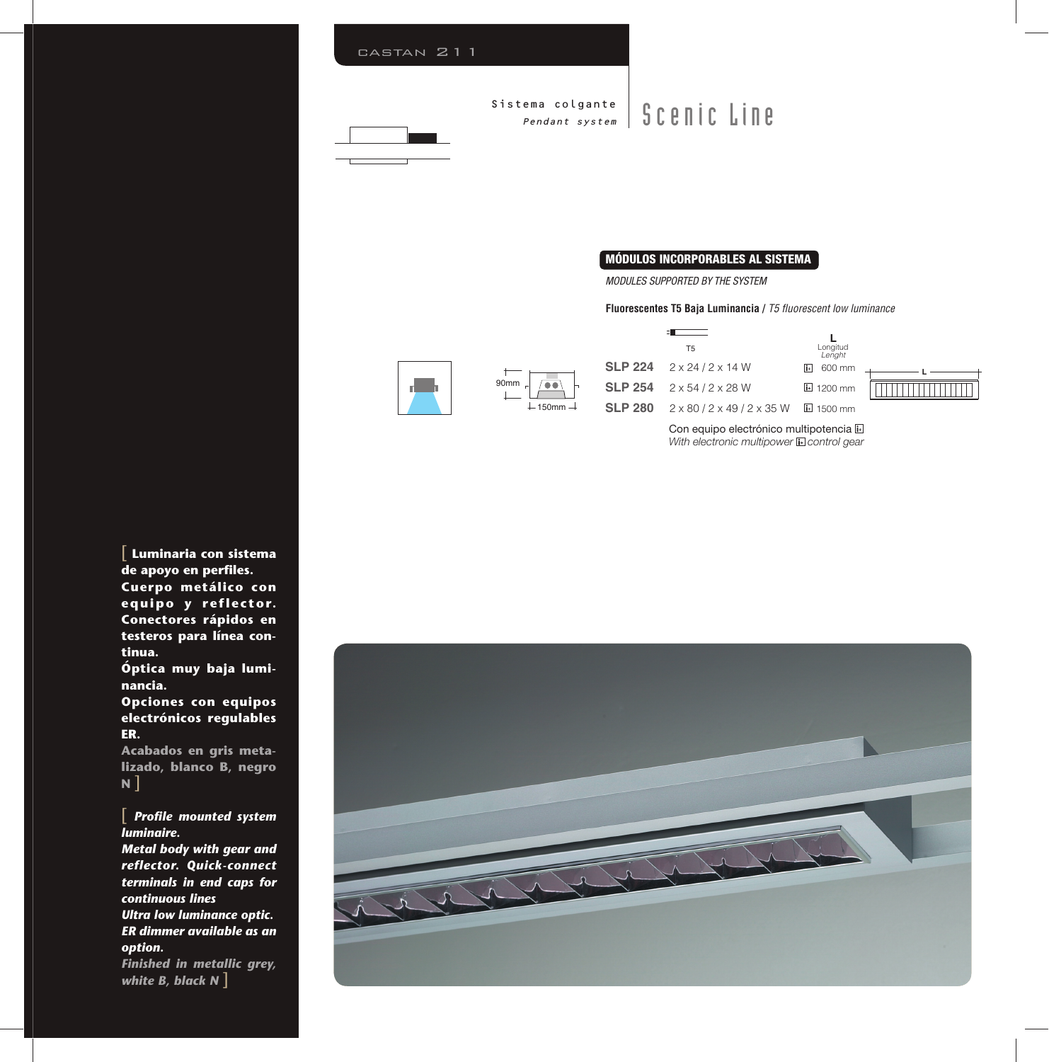CASTAN 211

Sistema colgante
*Pendant system*

# Scenic Line

## MÓDULOS INCORPORABLES AL SISTEMA

*MODULES SUPPORTED BY THE SYSTEM*

**Fluorescentes T5 Baja Luminancia** / *T5 fluorescent low luminance*

90mm
150mm

| | T5 | L Longitud *Lenght* |
|---|---|---|
| **SLP 224** | 2 x 24 / 2 x 14 W | 600 mm |
| **SLP 254** | 2 x 54 / 2 x 28 W | 1200 mm |
| **SLP 280** | 2 x 80 / 2 x 49 / 2 x 35 W | 1500 mm |

Con equipo electrónico multipotencia
*With electronic multipower control gear*

[ **Luminaria con sistema de apoyo en perfiles. Cuerpo metálico con equipo y reflector. Conectores rápidos en testeros para línea continua. Óptica muy baja luminancia. Opciones con equipos electrónicos regulables ER.** Acabados en gris metalizado, blanco B, negro N ]

[ ***Profile mounted system luminaire. Metal body with gear and reflector. Quick-connect terminals in end caps for continuous lines Ultra low luminance optic. ER dimmer available as an option.*** *Finished in metallic grey, white B, black N* ]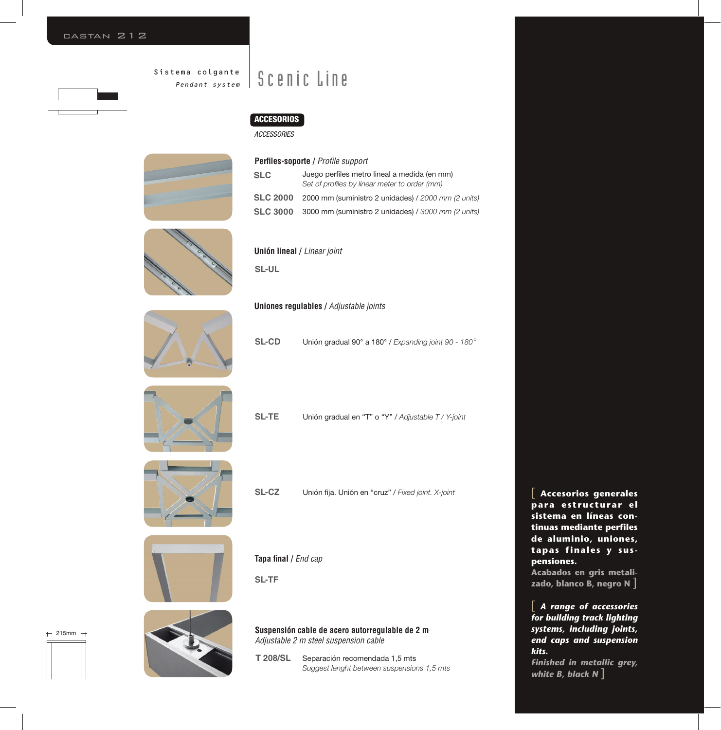Sistema colgante
*Pendant system*

# Scenic Line

## ACCESORIOS
*ACCESSORIES*

### Perfiles-soporte / *Profile support*

| | |
|---|---|
| **SLC** | Juego perfiles metro lineal a medida (en mm)<br>*Set of profiles by linear meter to order (mm)* |
| **SLC 2000** | 2000 mm (suministro 2 unidades) / *2000 mm (2 units)* |
| **SLC 3000** | 3000 mm (suministro 2 unidades) / *3000 mm (2 units)* |

### Unión lineal / *Linear joint*

**SL-UL**

### Uniones regulables / *Adjustable joints*

| | |
|---|---|
| **SL-CD** | Unión gradual 90° a 180° / *Expanding joint 90 - 180°* |
| **SL-TE** | Unión gradual en "T" o "Y" / *Adjustable T / Y-joint* |
| **SL-CZ** | Unión fija. Unión en "cruz" / *Fixed joint. X-joint* |

### Tapa final / *End cap*

**SL-TF**

### Suspensión cable de acero autorregulable de 2 m
*Adjustable 2 m steel suspension cable*

| | |
|---|---|
| **T 208/SL** | Separación recomendada 1,5 mts<br>*Suggest lenght between suspensions 1,5 mts* |

215mm

[ **Accesorios generales para estructurar el sistema en líneas continuas mediante perfiles de aluminio, uniones, tapas finales y suspensiones.**
**Acabados en gris metalizado, blanco B, negro N** ]

[ ***A range of accessories for building track lighting systems, including joints, end caps and suspension kits.***
***Finished in metallic grey, white B, black N*** ]